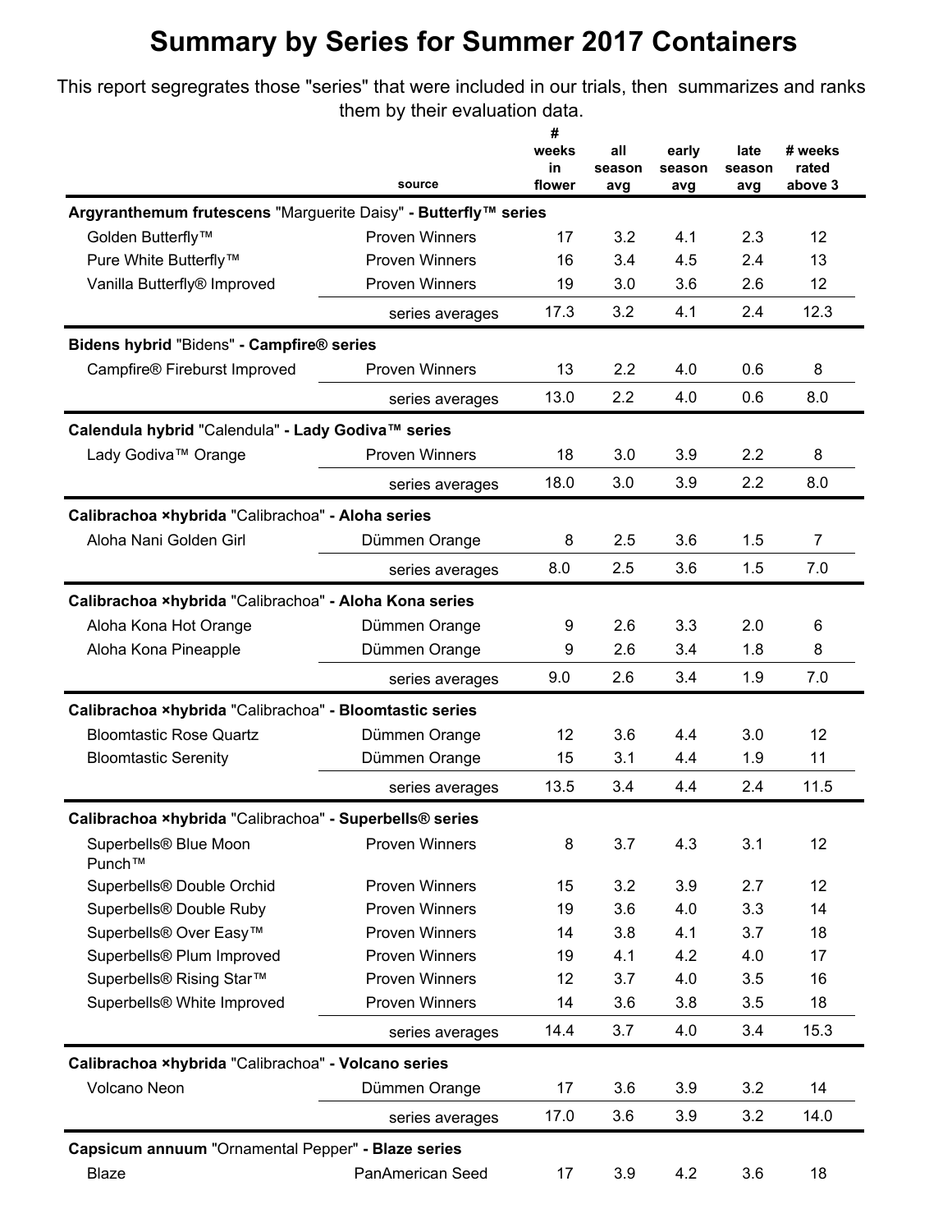# Summary by Series for Summer 2017 Containers

This report segregrates those "series" that were included in our trials, then summarizes and ranks them by their evaluation data.

| | source | # weeks in flower | all season avg | early season avg | late season avg | # weeks rated above 3 |
|---|---|---|---|---|---|---|
| **Argyranthemum frutescens** "Marguerite Daisy" **- Butterfly™ series** | | | | | | |
| Golden Butterfly™ | Proven Winners | 17 | 3.2 | 4.1 | 2.3 | 12 |
| Pure White Butterfly™ | Proven Winners | 16 | 3.4 | 4.5 | 2.4 | 13 |
| Vanilla Butterfly® Improved | Proven Winners | 19 | 3.0 | 3.6 | 2.6 | 12 |
| | series averages | 17.3 | 3.2 | 4.1 | 2.4 | 12.3 |
| **Bidens hybrid** "Bidens" **- Campfire® series** | | | | | | |
| Campfire® Fireburst Improved | Proven Winners | 13 | 2.2 | 4.0 | 0.6 | 8 |
| | series averages | 13.0 | 2.2 | 4.0 | 0.6 | 8.0 |
| **Calendula hybrid** "Calendula" **- Lady Godiva™ series** | | | | | | |
| Lady Godiva™ Orange | Proven Winners | 18 | 3.0 | 3.9 | 2.2 | 8 |
| | series averages | 18.0 | 3.0 | 3.9 | 2.2 | 8.0 |
| **Calibrachoa ×hybrida** "Calibrachoa" **- Aloha series** | | | | | | |
| Aloha Nani Golden Girl | Dümmen Orange | 8 | 2.5 | 3.6 | 1.5 | 7 |
| | series averages | 8.0 | 2.5 | 3.6 | 1.5 | 7.0 |
| **Calibrachoa ×hybrida** "Calibrachoa" **- Aloha Kona series** | | | | | | |
| Aloha Kona Hot Orange | Dümmen Orange | 9 | 2.6 | 3.3 | 2.0 | 6 |
| Aloha Kona Pineapple | Dümmen Orange | 9 | 2.6 | 3.4 | 1.8 | 8 |
| | series averages | 9.0 | 2.6 | 3.4 | 1.9 | 7.0 |
| **Calibrachoa ×hybrida** "Calibrachoa" **- Bloomtastic series** | | | | | | |
| Bloomtastic Rose Quartz | Dümmen Orange | 12 | 3.6 | 4.4 | 3.0 | 12 |
| Bloomtastic Serenity | Dümmen Orange | 15 | 3.1 | 4.4 | 1.9 | 11 |
| | series averages | 13.5 | 3.4 | 4.4 | 2.4 | 11.5 |
| **Calibrachoa ×hybrida** "Calibrachoa" **- Superbells® series** | | | | | | |
| Superbells® Blue Moon Punch™ | Proven Winners | 8 | 3.7 | 4.3 | 3.1 | 12 |
| Superbells® Double Orchid | Proven Winners | 15 | 3.2 | 3.9 | 2.7 | 12 |
| Superbells® Double Ruby | Proven Winners | 19 | 3.6 | 4.0 | 3.3 | 14 |
| Superbells® Over Easy™ | Proven Winners | 14 | 3.8 | 4.1 | 3.7 | 18 |
| Superbells® Plum Improved | Proven Winners | 19 | 4.1 | 4.2 | 4.0 | 17 |
| Superbells® Rising Star™ | Proven Winners | 12 | 3.7 | 4.0 | 3.5 | 16 |
| Superbells® White Improved | Proven Winners | 14 | 3.6 | 3.8 | 3.5 | 18 |
| | series averages | 14.4 | 3.7 | 4.0 | 3.4 | 15.3 |
| **Calibrachoa ×hybrida** "Calibrachoa" **- Volcano series** | | | | | | |
| Volcano Neon | Dümmen Orange | 17 | 3.6 | 3.9 | 3.2 | 14 |
| | series averages | 17.0 | 3.6 | 3.9 | 3.2 | 14.0 |
| **Capsicum annuum** "Ornamental Pepper" **- Blaze series** | | | | | | |
| Blaze | PanAmerican Seed | 17 | 3.9 | 4.2 | 3.6 | 18 |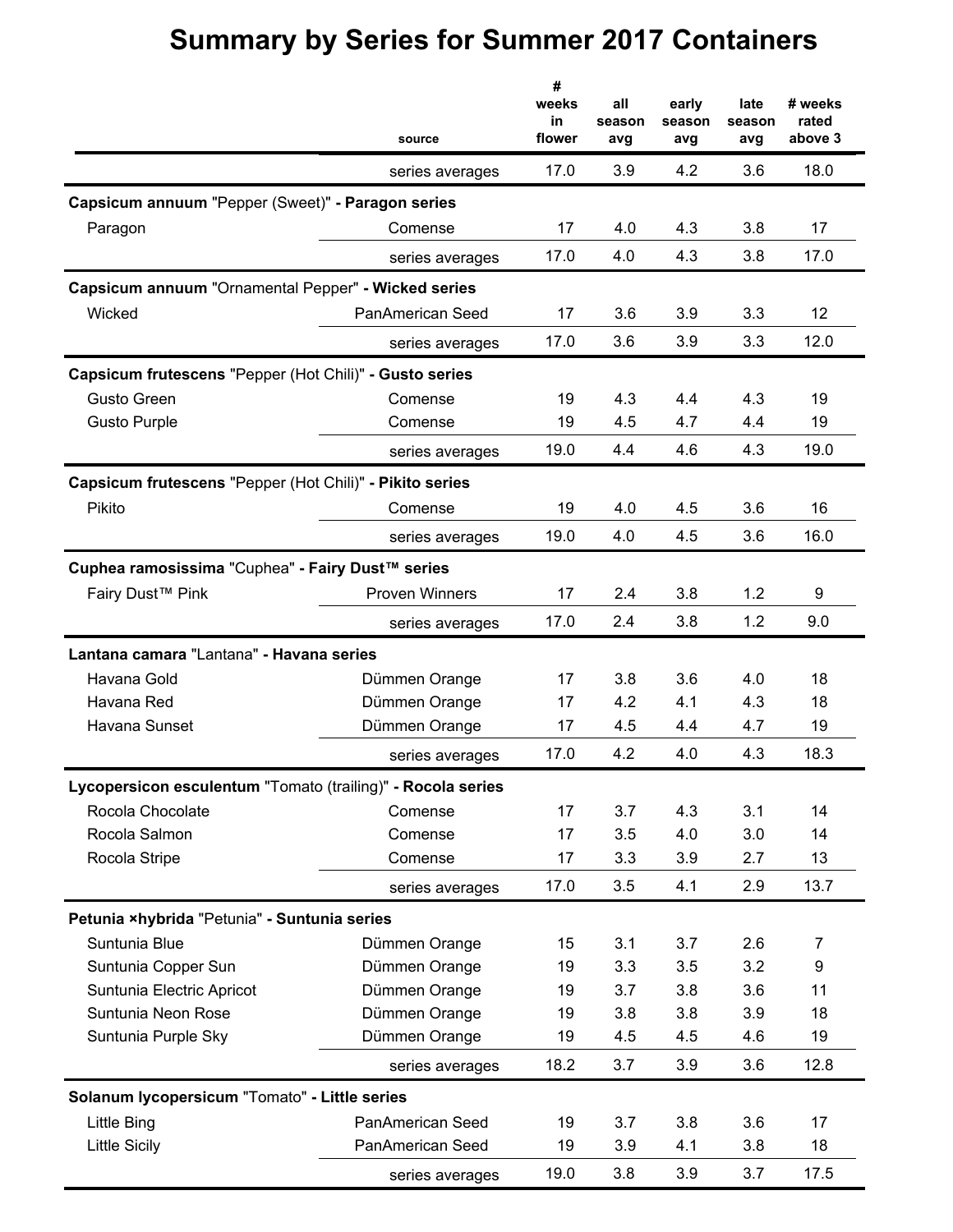# Summary by Series for Summer 2017 Containers

| | source | # weeks in flower | all season avg | early season avg | late season avg | # weeks rated above 3 |
|---|---|---|---|---|---|---|
| | series averages | 17.0 | 3.9 | 4.2 | 3.6 | 18.0 |
| **Capsicum annuum** "Pepper (Sweet)" **- Paragon series** | | | | | | |
| Paragon | Comense | 17 | 4.0 | 4.3 | 3.8 | 17 |
| | series averages | 17.0 | 4.0 | 4.3 | 3.8 | 17.0 |
| **Capsicum annuum** "Ornamental Pepper" **- Wicked series** | | | | | | |
| Wicked | PanAmerican Seed | 17 | 3.6 | 3.9 | 3.3 | 12 |
| | series averages | 17.0 | 3.6 | 3.9 | 3.3 | 12.0 |
| **Capsicum frutescens** "Pepper (Hot Chili)" **- Gusto series** | | | | | | |
| Gusto Green | Comense | 19 | 4.3 | 4.4 | 4.3 | 19 |
| Gusto Purple | Comense | 19 | 4.5 | 4.7 | 4.4 | 19 |
| | series averages | 19.0 | 4.4 | 4.6 | 4.3 | 19.0 |
| **Capsicum frutescens** "Pepper (Hot Chili)" **- Pikito series** | | | | | | |
| Pikito | Comense | 19 | 4.0 | 4.5 | 3.6 | 16 |
| | series averages | 19.0 | 4.0 | 4.5 | 3.6 | 16.0 |
| **Cuphea ramosissima** "Cuphea" **- Fairy Dust™ series** | | | | | | |
| Fairy Dust™ Pink | Proven Winners | 17 | 2.4 | 3.8 | 1.2 | 9 |
| | series averages | 17.0 | 2.4 | 3.8 | 1.2 | 9.0 |
| **Lantana camara** "Lantana" **- Havana series** | | | | | | |
| Havana Gold | Dümmen Orange | 17 | 3.8 | 3.6 | 4.0 | 18 |
| Havana Red | Dümmen Orange | 17 | 4.2 | 4.1 | 4.3 | 18 |
| Havana Sunset | Dümmen Orange | 17 | 4.5 | 4.4 | 4.7 | 19 |
| | series averages | 17.0 | 4.2 | 4.0 | 4.3 | 18.3 |
| **Lycopersicon esculentum** "Tomato (trailing)" **- Rocola series** | | | | | | |
| Rocola Chocolate | Comense | 17 | 3.7 | 4.3 | 3.1 | 14 |
| Rocola Salmon | Comense | 17 | 3.5 | 4.0 | 3.0 | 14 |
| Rocola Stripe | Comense | 17 | 3.3 | 3.9 | 2.7 | 13 |
| | series averages | 17.0 | 3.5 | 4.1 | 2.9 | 13.7 |
| **Petunia ×hybrida** "Petunia" **- Suntunia series** | | | | | | |
| Suntunia Blue | Dümmen Orange | 15 | 3.1 | 3.7 | 2.6 | 7 |
| Suntunia Copper Sun | Dümmen Orange | 19 | 3.3 | 3.5 | 3.2 | 9 |
| Suntunia Electric Apricot | Dümmen Orange | 19 | 3.7 | 3.8 | 3.6 | 11 |
| Suntunia Neon Rose | Dümmen Orange | 19 | 3.8 | 3.8 | 3.9 | 18 |
| Suntunia Purple Sky | Dümmen Orange | 19 | 4.5 | 4.5 | 4.6 | 19 |
| | series averages | 18.2 | 3.7 | 3.9 | 3.6 | 12.8 |
| **Solanum lycopersicum** "Tomato" **- Little series** | | | | | | |
| Little Bing | PanAmerican Seed | 19 | 3.7 | 3.8 | 3.6 | 17 |
| Little Sicily | PanAmerican Seed | 19 | 3.9 | 4.1 | 3.8 | 18 |
| | series averages | 19.0 | 3.8 | 3.9 | 3.7 | 17.5 |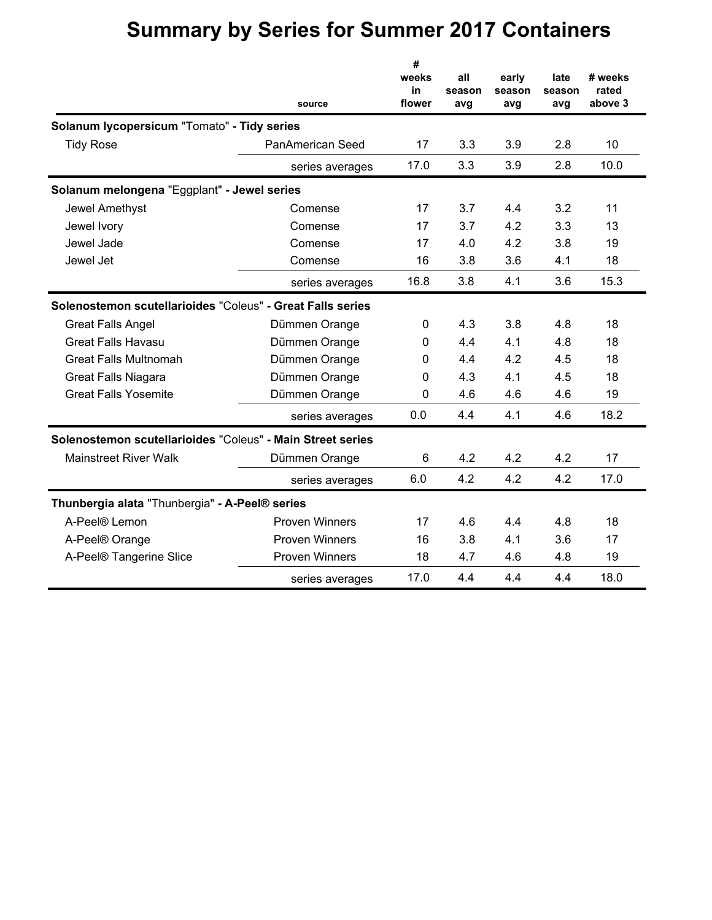# Summary by Series for Summer 2017 Containers

| | source | # weeks in flower | all season avg | early season avg | late season avg | # weeks rated above 3 |
|---|---|---|---|---|---|---|
| **Solanum lycopersicum** "Tomato" **- Tidy series** | | | | | | |
| Tidy Rose | PanAmerican Seed | 17 | 3.3 | 3.9 | 2.8 | 10 |
| | series averages | 17.0 | 3.3 | 3.9 | 2.8 | 10.0 |
| **Solanum melongena** "Eggplant" **- Jewel series** | | | | | | |
| Jewel Amethyst | Comense | 17 | 3.7 | 4.4 | 3.2 | 11 |
| Jewel Ivory | Comense | 17 | 3.7 | 4.2 | 3.3 | 13 |
| Jewel Jade | Comense | 17 | 4.0 | 4.2 | 3.8 | 19 |
| Jewel Jet | Comense | 16 | 3.8 | 3.6 | 4.1 | 18 |
| | series averages | 16.8 | 3.8 | 4.1 | 3.6 | 15.3 |
| **Solenostemon scutellarioides** "Coleus" **- Great Falls series** | | | | | | |
| Great Falls Angel | Dümmen Orange | 0 | 4.3 | 3.8 | 4.8 | 18 |
| Great Falls Havasu | Dümmen Orange | 0 | 4.4 | 4.1 | 4.8 | 18 |
| Great Falls Multnomah | Dümmen Orange | 0 | 4.4 | 4.2 | 4.5 | 18 |
| Great Falls Niagara | Dümmen Orange | 0 | 4.3 | 4.1 | 4.5 | 18 |
| Great Falls Yosemite | Dümmen Orange | 0 | 4.6 | 4.6 | 4.6 | 19 |
| | series averages | 0.0 | 4.4 | 4.1 | 4.6 | 18.2 |
| **Solenostemon scutellarioides** "Coleus" **- Main Street series** | | | | | | |
| Mainstreet River Walk | Dümmen Orange | 6 | 4.2 | 4.2 | 4.2 | 17 |
| | series averages | 6.0 | 4.2 | 4.2 | 4.2 | 17.0 |
| **Thunbergia alata** "Thunbergia" **- A-Peel® series** | | | | | | |
| A-Peel® Lemon | Proven Winners | 17 | 4.6 | 4.4 | 4.8 | 18 |
| A-Peel® Orange | Proven Winners | 16 | 3.8 | 4.1 | 3.6 | 17 |
| A-Peel® Tangerine Slice | Proven Winners | 18 | 4.7 | 4.6 | 4.8 | 19 |
| | series averages | 17.0 | 4.4 | 4.4 | 4.4 | 18.0 |